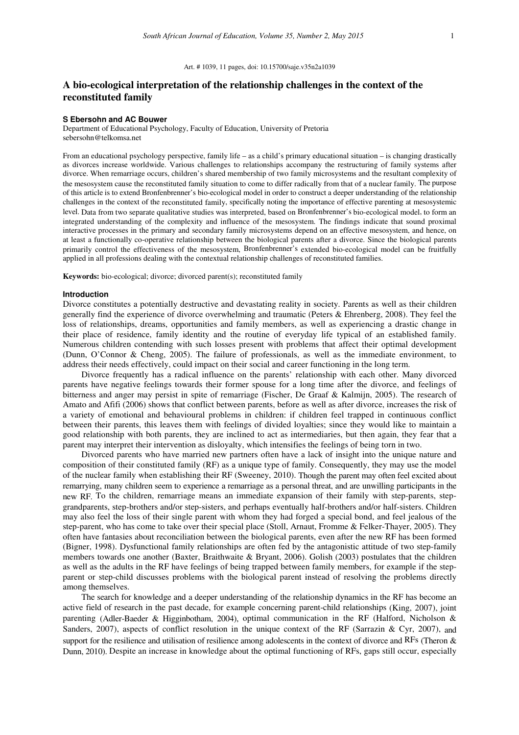Art. # 1039, 11 pages, doi: 10.15700/saje.v35n2a1039

# A bio-ecological interpretation of the relationship challenges in the context of the reconstituted family

**S Ebersohn and AC Bouwer**

Department of Educational Psychology, Faculty of Education, University of Pretoria
sebersohn@telkomsa.net

From an educational psychology perspective, family life – as a child's primary educational situation – is changing drastically as divorces increase worldwide. Various challenges to relationships accompany the restructuring of family systems after divorce. When remarriage occurs, children's shared membership of two family microsystems and the resultant complexity of the mesosystem cause the reconstituted family situation to come to differ radically from that of a nuclear family. The purpose of this article is to extend Bronfenbrenner's bio-ecological model in order to construct a deeper understanding of the relationship challenges in the context of the reconstituted family, specifically noting the importance of effective parenting at mesosystemic level. Data from two separate qualitative studies was interpreted, based on Bronfenbrenner's bio-ecological model, to form an integrated understanding of the complexity and influence of the mesosystem. The findings indicate that sound proximal interactive processes in the primary and secondary family microsystems depend on an effective mesosystem, and hence, on at least a functionally co-operative relationship between the biological parents after a divorce. Since the biological parents primarily control the effectiveness of the mesosystem, Bronfenbrenner's extended bio-ecological model can be fruitfully applied in all professions dealing with the contextual relationship challenges of reconstituted families.

**Keywords:** bio-ecological; divorce; divorced parent(s); reconstituted family

## Introduction

Divorce constitutes a potentially destructive and devastating reality in society. Parents as well as their children generally find the experience of divorce overwhelming and traumatic (Peters & Ehrenberg, 2008). They feel the loss of relationships, dreams, opportunities and family members, as well as experiencing a drastic change in their place of residence, family identity and the routine of everyday life typical of an established family. Numerous children contending with such losses present with problems that affect their optimal development (Dunn, O'Connor & Cheng, 2005). The failure of professionals, as well as the immediate environment, to address their needs effectively, could impact on their social and career functioning in the long term.

Divorce frequently has a radical influence on the parents' relationship with each other. Many divorced parents have negative feelings towards their former spouse for a long time after the divorce, and feelings of bitterness and anger may persist in spite of remarriage (Fischer, De Graaf & Kalmijn, 2005). The research of Amato and Afifi (2006) shows that conflict between parents, before as well as after divorce, increases the risk of a variety of emotional and behavioural problems in children: if children feel trapped in continuous conflict between their parents, this leaves them with feelings of divided loyalties; since they would like to maintain a good relationship with both parents, they are inclined to act as intermediaries, but then again, they fear that a parent may interpret their intervention as disloyalty, which intensifies the feelings of being torn in two.

Divorced parents who have married new partners often have a lack of insight into the unique nature and composition of their constituted family (RF) as a unique type of family. Consequently, they may use the model of the nuclear family when establishing their RF (Sweeney, 2010). Though the parent may often feel excited about remarrying, many children seem to experience a remarriage as a personal threat, and are unwilling participants in the new RF. To the children, remarriage means an immediate expansion of their family with step-parents, step-grandparents, step-brothers and/or step-sisters, and perhaps eventually half-brothers and/or half-sisters. Children may also feel the loss of their single parent with whom they had forged a special bond, and feel jealous of the step-parent, who has come to take over their special place (Stoll, Arnaut, Fromme & Felker-Thayer, 2005). They often have fantasies about reconciliation between the biological parents, even after the new RF has been formed (Bigner, 1998). Dysfunctional family relationships are often fed by the antagonistic attitude of two step-family members towards one another (Baxter, Braithwaite & Bryant, 2006). Golish (2003) postulates that the children as well as the adults in the RF have feelings of being trapped between family members, for example if the step-parent or step-child discusses problems with the biological parent instead of resolving the problems directly among themselves.

The search for knowledge and a deeper understanding of the relationship dynamics in the RF has become an active field of research in the past decade, for example concerning parent-child relationships (King, 2007), joint parenting (Adler-Baeder & Higginbotham, 2004), optimal communication in the RF (Halford, Nicholson & Sanders, 2007), aspects of conflict resolution in the unique context of the RF (Sarrazin & Cyr, 2007), and support for the resilience and utilisation of resilience among adolescents in the context of divorce and RFs (Theron & Dunn, 2010). Despite an increase in knowledge about the optimal functioning of RFs, gaps still occur, especially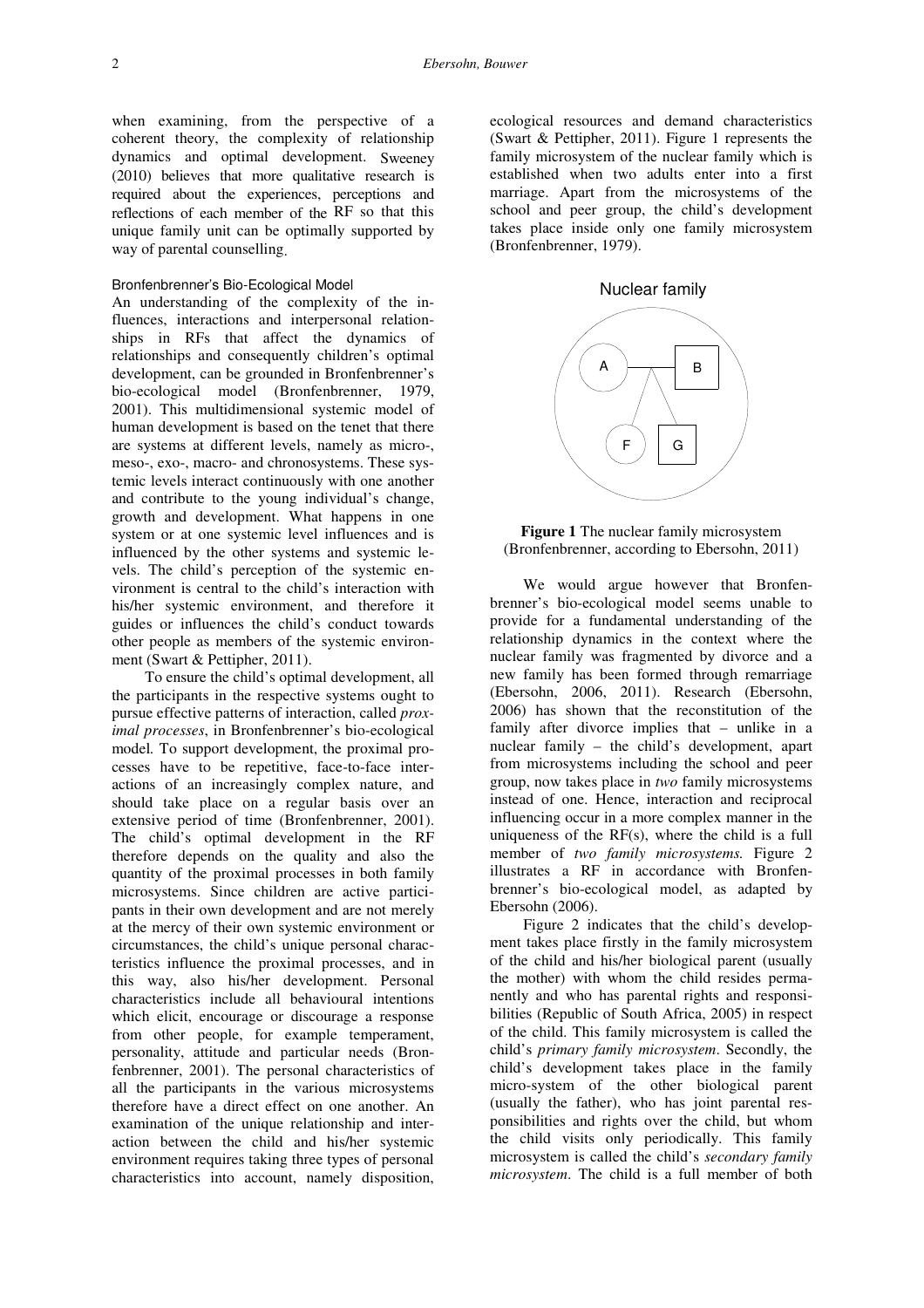when examining, from the perspective of a coherent theory, the complexity of relationship dynamics and optimal development. Sweeney (2010) believes that more qualitative research is required about the experiences, perceptions and reflections of each member of the RF so that this unique family unit can be optimally supported by way of parental counselling.

### Bronfenbrenner's Bio-Ecological Model

An understanding of the complexity of the influences, interactions and interpersonal relationships in RFs that affect the dynamics of relationships and consequently children's optimal development, can be grounded in Bronfenbrenner's bio-ecological model (Bronfenbrenner, 1979, 2001). This multidimensional systemic model of human development is based on the tenet that there are systems at different levels, namely as micro-, meso-, exo-, macro- and chronosystems. These systemic levels interact continuously with one another and contribute to the young individual's change, growth and development. What happens in one system or at one systemic level influences and is influenced by the other systems and systemic levels. The child's perception of the systemic environment is central to the child's interaction with his/her systemic environment, and therefore it guides or influences the child's conduct towards other people as members of the systemic environment (Swart & Pettipher, 2011).

To ensure the child's optimal development, all the participants in the respective systems ought to pursue effective patterns of interaction, called *proximal processes*, in Bronfenbrenner's bio-ecological model. To support development, the proximal processes have to be repetitive, face-to-face interactions of an increasingly complex nature, and should take place on a regular basis over an extensive period of time (Bronfenbrenner, 2001). The child's optimal development in the RF therefore depends on the quality and also the quantity of the proximal processes in both family microsystems. Since children are active participants in their own development and are not merely at the mercy of their own systemic environment or circumstances, the child's unique personal characteristics influence the proximal processes, and in this way, also his/her development. Personal characteristics include all behavioural intentions which elicit, encourage or discourage a response from other people, for example temperament, personality, attitude and particular needs (Bronfenbrenner, 2001). The personal characteristics of all the participants in the various microsystems therefore have a direct effect on one another. An examination of the unique relationship and interaction between the child and his/her systemic environment requires taking three types of personal characteristics into account, namely disposition, ecological resources and demand characteristics (Swart & Pettipher, 2011). Figure 1 represents the family microsystem of the nuclear family which is established when two adults enter into a first marriage. Apart from the microsystems of the school and peer group, the child's development takes place inside only one family microsystem (Bronfenbrenner, 1979).

Nuclear family

A

B

F

G

**Figure 1** The nuclear family microsystem (Bronfenbrenner, according to Ebersohn, 2011)

We would argue however that Bronfenbrenner's bio-ecological model seems unable to provide for a fundamental understanding of the relationship dynamics in the context where the nuclear family was fragmented by divorce and a new family has been formed through remarriage (Ebersohn, 2006, 2011). Research (Ebersohn, 2006) has shown that the reconstitution of the family after divorce implies that – unlike in a nuclear family – the child's development, apart from microsystems including the school and peer group, now takes place in *two* family microsystems instead of one. Hence, interaction and reciprocal influencing occur in a more complex manner in the uniqueness of the RF(s), where the child is a full member of *two family microsystems.* Figure 2 illustrates a RF in accordance with Bronfenbrenner's bio-ecological model, as adapted by Ebersohn (2006).

Figure 2 indicates that the child's development takes place firstly in the family microsystem of the child and his/her biological parent (usually the mother) with whom the child resides permanently and who has parental rights and responsibilities (Republic of South Africa, 2005) in respect of the child. This family microsystem is called the child's *primary family microsystem*. Secondly, the child's development takes place in the family micro-system of the other biological parent (usually the father), who has joint parental responsibilities and rights over the child, but whom the child visits only periodically. This family microsystem is called the child's *secondary family microsystem*. The child is a full member of both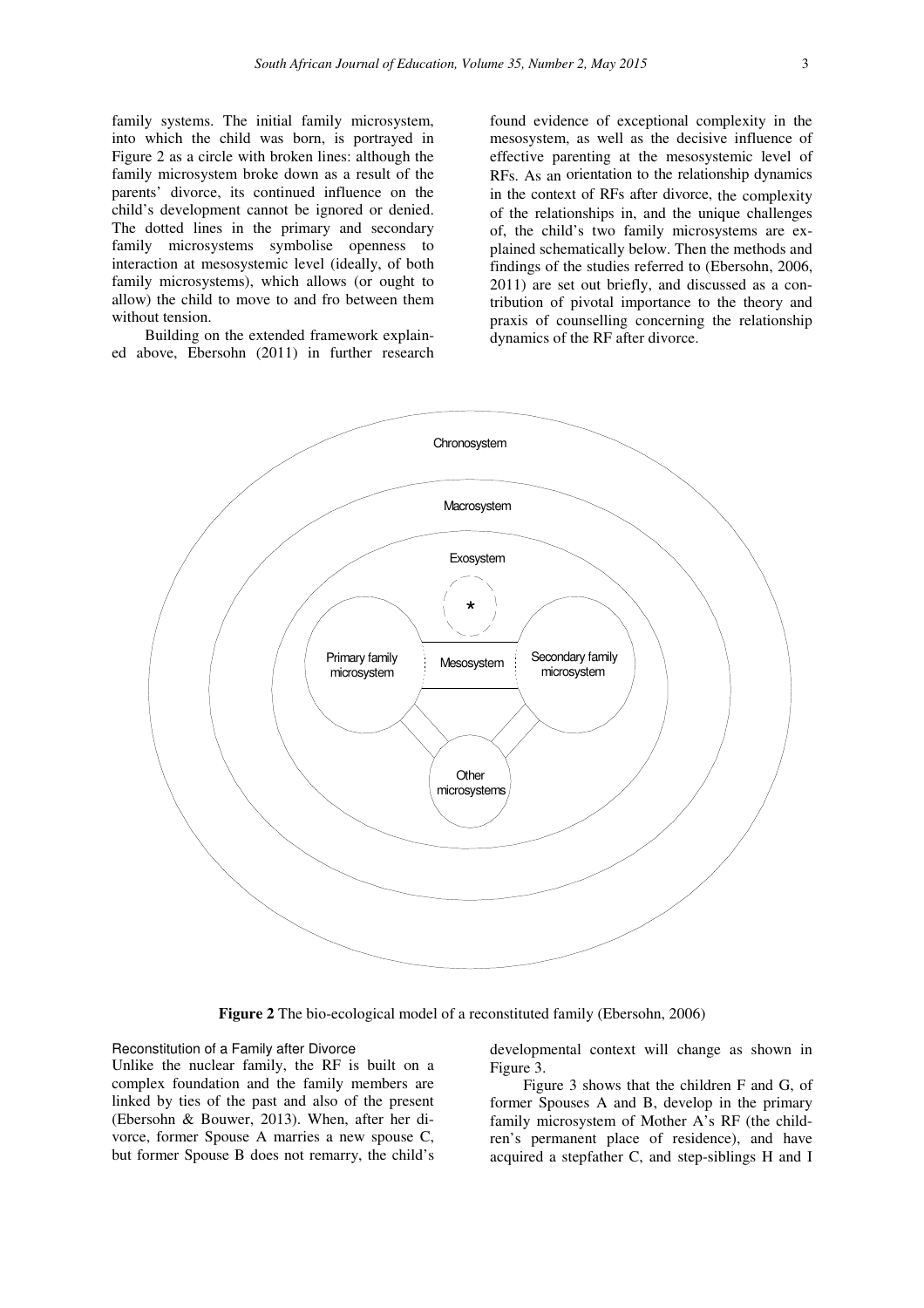family systems. The initial family microsystem, into which the child was born, is portrayed in Figure 2 as a circle with broken lines: although the family microsystem broke down as a result of the parents' divorce, its continued influence on the child's development cannot be ignored or denied. The dotted lines in the primary and secondary family microsystems symbolise openness to interaction at mesosystemic level (ideally, of both family microsystems), which allows (or ought to allow) the child to move to and fro between them without tension.

Building on the extended framework explained above, Ebersohn (2011) in further research found evidence of exceptional complexity in the mesosystem, as well as the decisive influence of effective parenting at the mesosystemic level of RFs. As an orientation to the relationship dynamics in the context of RFs after divorce, the complexity of the relationships in, and the unique challenges of, the child's two family microsystems are explained schematically below. Then the methods and findings of the studies referred to (Ebersohn, 2006, 2011) are set out briefly, and discussed as a contribution of pivotal importance to the theory and praxis of counselling concerning the relationship dynamics of the RF after divorce.

Chronosystem

Macrosystem

Exosystem

*

Primary family microsystem

Mesosystem

Secondary family microsystem

Other microsystems

**Figure 2** The bio-ecological model of a reconstituted family (Ebersohn, 2006)

### Reconstitution of a Family after Divorce

Unlike the nuclear family, the RF is built on a complex foundation and the family members are linked by ties of the past and also of the present (Ebersohn & Bouwer, 2013). When, after her divorce, former Spouse A marries a new spouse C, but former Spouse B does not remarry, the child's developmental context will change as shown in Figure 3.

Figure 3 shows that the children F and G, of former Spouses A and B, develop in the primary family microsystem of Mother A's RF (the children's permanent place of residence), and have acquired a stepfather C, and step-siblings H and I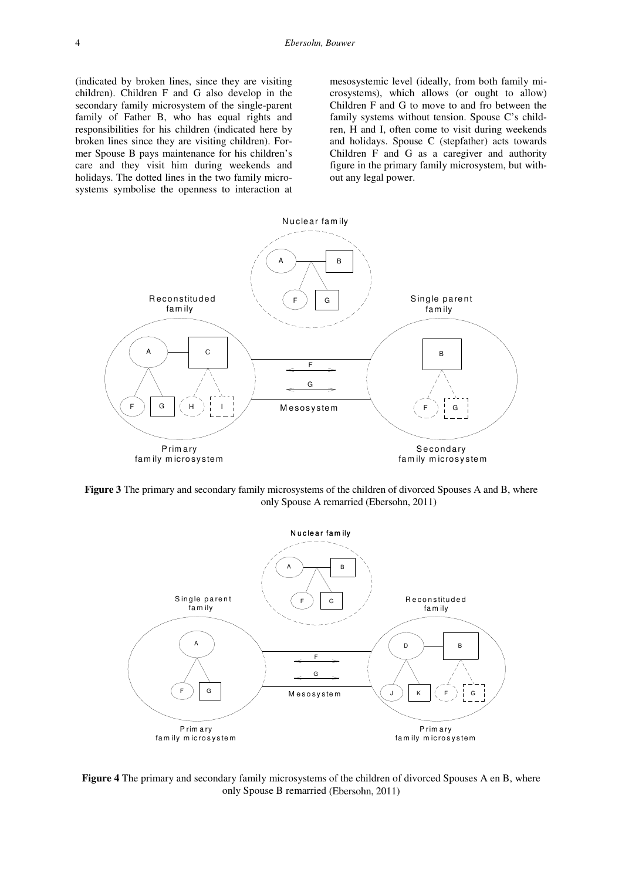(indicated by broken lines, since they are visiting children). Children F and G also develop in the secondary family microsystem of the single-parent family of Father B, who has equal rights and responsibilities for his children (indicated here by broken lines since they are visiting children). Former Spouse B pays maintenance for his children's care and they visit him during weekends and holidays. The dotted lines in the two family microsystems symbolise the openness to interaction at mesosystemic level (ideally, from both family microsystems), which allows (or ought to allow) Children F and G to move to and fro between the family systems without tension. Spouse C's children, H and I, often come to visit during weekends and holidays. Spouse C (stepfather) acts towards Children F and G as a caregiver and authority figure in the primary family microsystem, but without any legal power.

**Figure 3** The primary and secondary family microsystems of the children of divorced Spouses A and B, where only Spouse A remarried (Ebersohn, 2011)

**Figure 4** The primary and secondary family microsystems of the children of divorced Spouses A en B, where only Spouse B remarried (Ebersohn, 2011)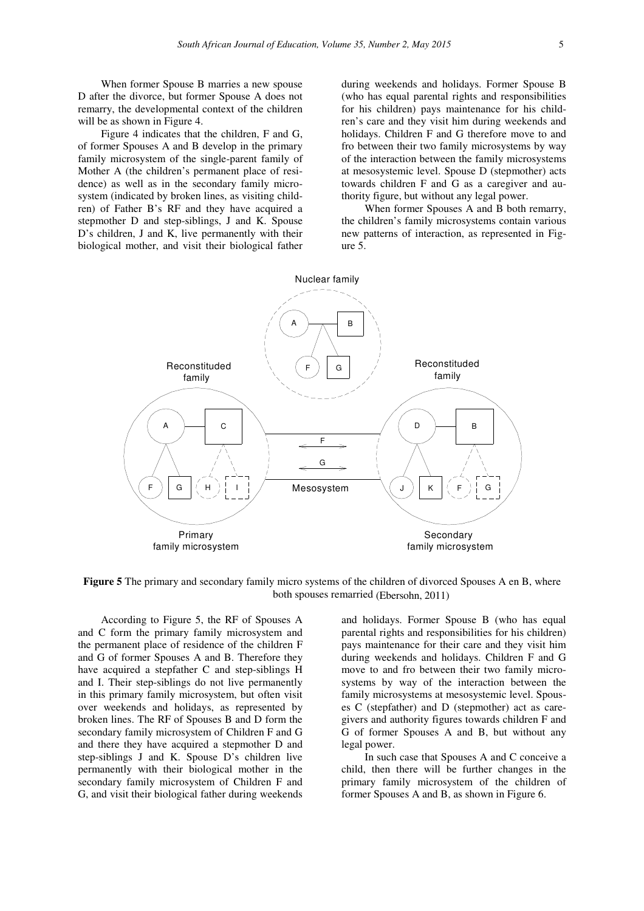When former Spouse B marries a new spouse D after the divorce, but former Spouse A does not remarry, the developmental context of the children will be as shown in Figure 4.

Figure 4 indicates that the children, F and G, of former Spouses A and B develop in the primary family microsystem of the single-parent family of Mother A (the children's permanent place of residence) as well as in the secondary family microsystem (indicated by broken lines, as visiting children) of Father B's RF and they have acquired a stepmother D and step-siblings, J and K. Spouse D's children, J and K, live permanently with their biological mother, and visit their biological father during weekends and holidays. Former Spouse B (who has equal parental rights and responsibilities for his children) pays maintenance for his children's care and they visit him during weekends and holidays. Children F and G therefore move to and fro between their two family microsystems by way of the interaction between the family microsystems at mesosystemic level. Spouse D (stepmother) acts towards children F and G as a caregiver and authority figure, but without any legal power.

When former Spouses A and B both remarry, the children's family microsystems contain various new patterns of interaction, as represented in Figure 5.

Nuclear family
A
B
F
G
Reconstituted family
A
C
F
G
H
I
Primary family microsystem
F
G
Mesosystem
Reconstituted family
D
B
J
K
F
G
Secondary family microsystem

**Figure 5** The primary and secondary family micro systems of the children of divorced Spouses A en B, where both spouses remarried (Ebersohn, 2011)

According to Figure 5, the RF of Spouses A and C form the primary family microsystem and the permanent place of residence of the children F and G of former Spouses A and B. Therefore they have acquired a stepfather C and step-siblings H and I. Their step-siblings do not live permanently in this primary family microsystem, but often visit over weekends and holidays, as represented by broken lines. The RF of Spouses B and D form the secondary family microsystem of Children F and G and there they have acquired a stepmother D and step-siblings J and K. Spouse D's children live permanently with their biological mother in the secondary family microsystem of Children F and G, and visit their biological father during weekends and holidays. Former Spouse B (who has equal parental rights and responsibilities for his children) pays maintenance for their care and they visit him during weekends and holidays. Children F and G move to and fro between their two family microsystems by way of the interaction between the family microsystems at mesosystemic level. Spouses C (stepfather) and D (stepmother) act as caregivers and authority figures towards children F and G of former Spouses A and B, but without any legal power.

In such case that Spouses A and C conceive a child, then there will be further changes in the primary family microsystem of the children of former Spouses A and B, as shown in Figure 6.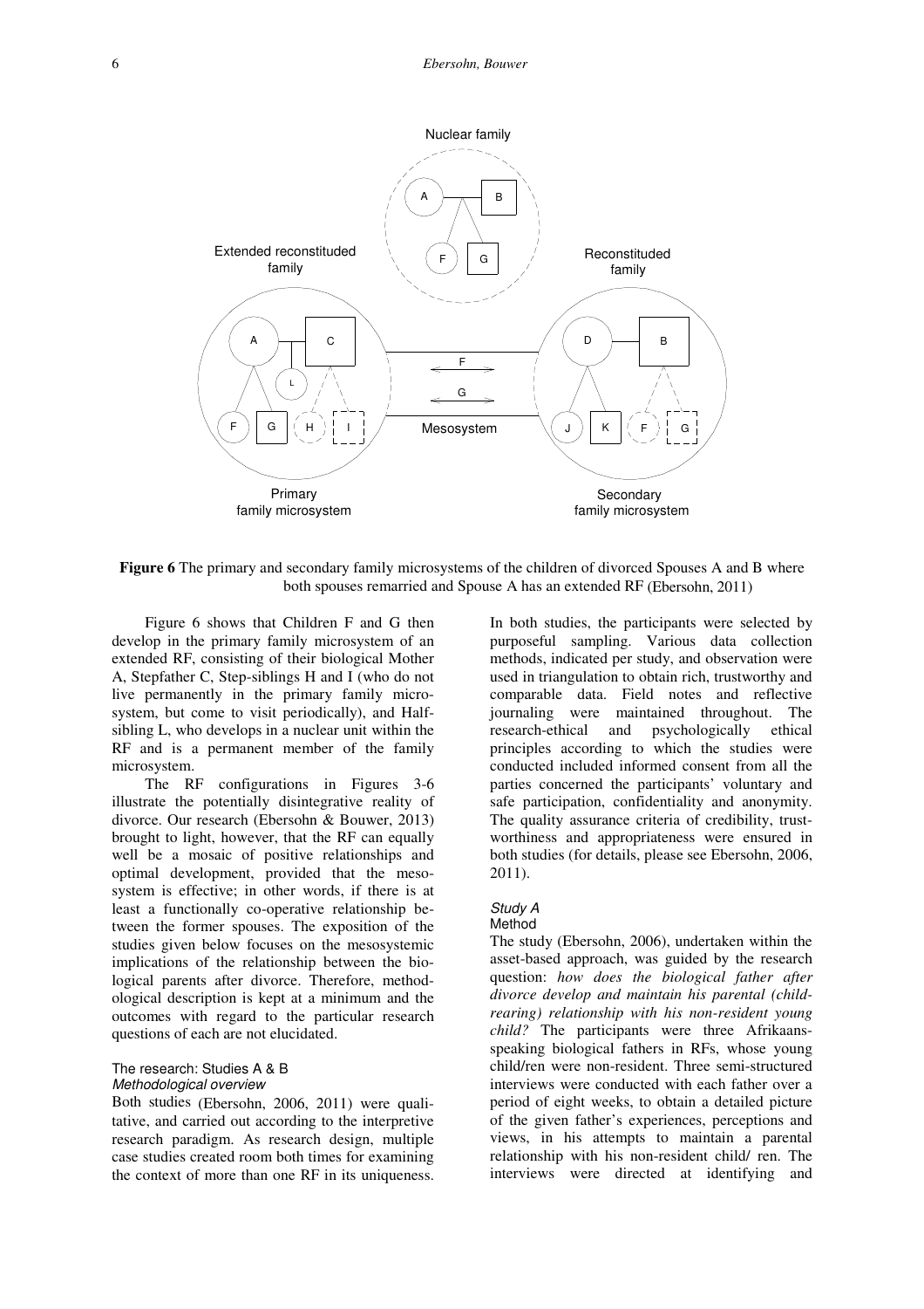**Figure 6** The primary and secondary family microsystems of the children of divorced Spouses A and B where both spouses remarried and Spouse A has an extended RF (Ebersohn, 2011)

Figure 6 shows that Children F and G then develop in the primary family microsystem of an extended RF, consisting of their biological Mother A, Stepfather C, Step-siblings H and I (who do not live permanently in the primary family microsystem, but come to visit periodically), and Half-sibling L, who develops in a nuclear unit within the RF and is a permanent member of the family microsystem.

The RF configurations in Figures 3-6 illustrate the potentially disintegrative reality of divorce. Our research (Ebersohn & Bouwer, 2013) brought to light, however, that the RF can equally well be a mosaic of positive relationships and optimal development, provided that the mesosystem is effective; in other words, if there is at least a functionally co-operative relationship between the former spouses. The exposition of the studies given below focuses on the mesosystemic implications of the relationship between the biological parents after divorce. Therefore, methodological description is kept at a minimum and the outcomes with regard to the particular research questions of each are not elucidated.

## The research: Studies A & B

### *Methodological overview*

Both studies (Ebersohn, 2006, 2011) were qualitative, and carried out according to the interpretive research paradigm. As research design, multiple case studies created room both times for examining the context of more than one RF in its uniqueness. In both studies, the participants were selected by purposeful sampling. Various data collection methods, indicated per study, and observation were used in triangulation to obtain rich, trustworthy and comparable data. Field notes and reflective journaling were maintained throughout. The research-ethical and psychologically ethical principles according to which the studies were conducted included informed consent from all the parties concerned the participants' voluntary and safe participation, confidentiality and anonymity. The quality assurance criteria of credibility, trustworthiness and appropriateness were ensured in both studies (for details, please see Ebersohn, 2006, 2011).

### *Study A*

#### Method

The study (Ebersohn, 2006), undertaken within the asset-based approach, was guided by the research question: *how does the biological father after divorce develop and maintain his parental (child-rearing) relationship with his non-resident young child?* The participants were three Afrikaans-speaking biological fathers in RFs, whose young child/ren were non-resident. Three semi-structured interviews were conducted with each father over a period of eight weeks, to obtain a detailed picture of the given father's experiences, perceptions and views, in his attempts to maintain a parental relationship with his non-resident child/ ren. The interviews were directed at identifying and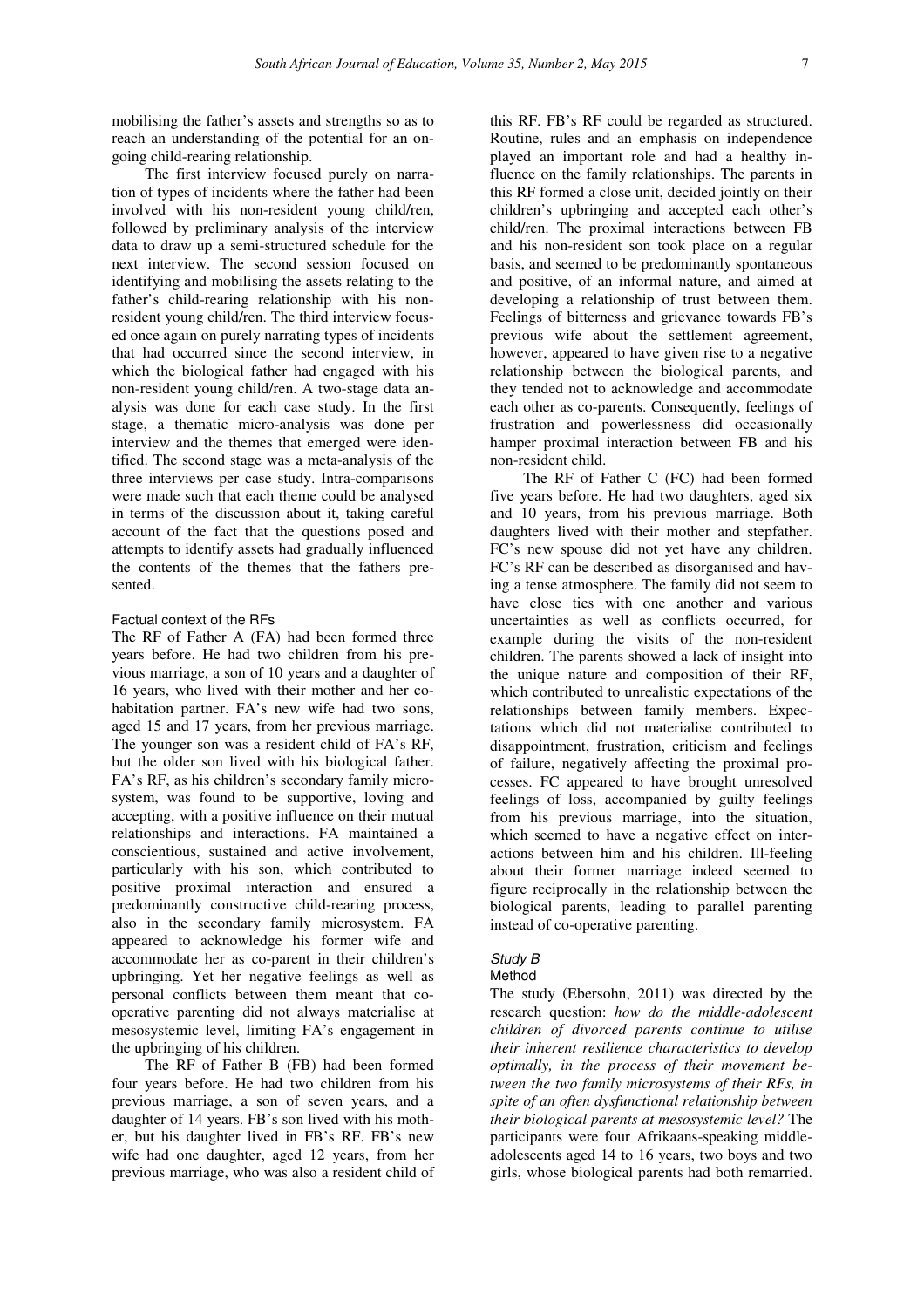mobilising the father's assets and strengths so as to reach an understanding of the potential for an ongoing child-rearing relationship.

The first interview focused purely on narration of types of incidents where the father had been involved with his non-resident young child/ren, followed by preliminary analysis of the interview data to draw up a semi-structured schedule for the next interview. The second session focused on identifying and mobilising the assets relating to the father's child-rearing relationship with his non-resident young child/ren. The third interview focused once again on purely narrating types of incidents that had occurred since the second interview, in which the biological father had engaged with his non-resident young child/ren. A two-stage data analysis was done for each case study. In the first stage, a thematic micro-analysis was done per interview and the themes that emerged were identified. The second stage was a meta-analysis of the three interviews per case study. Intra-comparisons were made such that each theme could be analysed in terms of the discussion about it, taking careful account of the fact that the questions posed and attempts to identify assets had gradually influenced the contents of the themes that the fathers presented.

#### Factual context of the RFs

The RF of Father A (FA) had been formed three years before. He had two children from his previous marriage, a son of 10 years and a daughter of 16 years, who lived with their mother and her cohabitation partner. FA's new wife had two sons, aged 15 and 17 years, from her previous marriage. The younger son was a resident child of FA's RF, but the older son lived with his biological father. FA's RF, as his children's secondary family microsystem, was found to be supportive, loving and accepting, with a positive influence on their mutual relationships and interactions. FA maintained a conscientious, sustained and active involvement, particularly with his son, which contributed to positive proximal interaction and ensured a predominantly constructive child-rearing process, also in the secondary family microsystem. FA appeared to acknowledge his former wife and accommodate her as co-parent in their children's upbringing. Yet her negative feelings as well as personal conflicts between them meant that co-operative parenting did not always materialise at mesosystemic level, limiting FA's engagement in the upbringing of his children.

The RF of Father B (FB) had been formed four years before. He had two children from his previous marriage, a son of seven years, and a daughter of 14 years. FB's son lived with his mother, but his daughter lived in FB's RF. FB's new wife had one daughter, aged 12 years, from her previous marriage, who was also a resident child of this RF. FB's RF could be regarded as structured. Routine, rules and an emphasis on independence played an important role and had a healthy influence on the family relationships. The parents in this RF formed a close unit, decided jointly on their children's upbringing and accepted each other's child/ren. The proximal interactions between FB and his non-resident son took place on a regular basis, and seemed to be predominantly spontaneous and positive, of an informal nature, and aimed at developing a relationship of trust between them. Feelings of bitterness and grievance towards FB's previous wife about the settlement agreement, however, appeared to have given rise to a negative relationship between the biological parents, and they tended not to acknowledge and accommodate each other as co-parents. Consequently, feelings of frustration and powerlessness did occasionally hamper proximal interaction between FB and his non-resident child.

The RF of Father C (FC) had been formed five years before. He had two daughters, aged six and 10 years, from his previous marriage. Both daughters lived with their mother and stepfather. FC's new spouse did not yet have any children. FC's RF can be described as disorganised and having a tense atmosphere. The family did not seem to have close ties with one another and various uncertainties as well as conflicts occurred, for example during the visits of the non-resident children. The parents showed a lack of insight into the unique nature and composition of their RF, which contributed to unrealistic expectations of the relationships between family members. Expectations which did not materialise contributed to disappointment, frustration, criticism and feelings of failure, negatively affecting the proximal processes. FC appeared to have brought unresolved feelings of loss, accompanied by guilty feelings from his previous marriage, into the situation, which seemed to have a negative effect on interactions between him and his children. Ill-feeling about their former marriage indeed seemed to figure reciprocally in the relationship between the biological parents, leading to parallel parenting instead of co-operative parenting.

### *Study B*

#### Method

The study (Ebersohn, 2011) was directed by the research question: *how do the middle-adolescent children of divorced parents continue to utilise their inherent resilience characteristics to develop optimally, in the process of their movement between the two family microsystems of their RFs, in spite of an often dysfunctional relationship between their biological parents at mesosystemic level?* The participants were four Afrikaans-speaking middle-adolescents aged 14 to 16 years, two boys and two girls, whose biological parents had both remarried.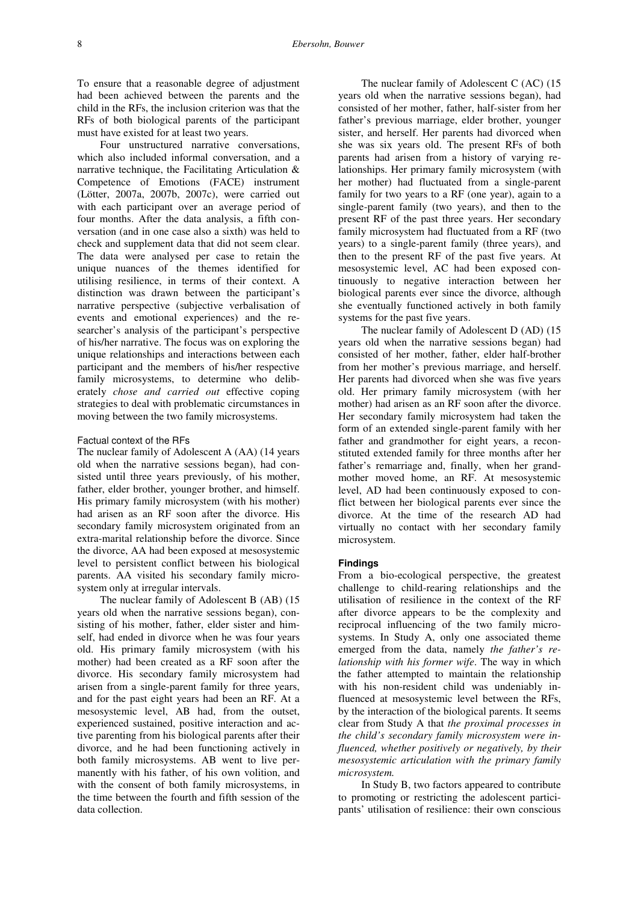To ensure that a reasonable degree of adjustment had been achieved between the parents and the child in the RFs, the inclusion criterion was that the RFs of both biological parents of the participant must have existed for at least two years.

Four unstructured narrative conversations, which also included informal conversation, and a narrative technique, the Facilitating Articulation & Competence of Emotions (FACE) instrument (Lötter, 2007a, 2007b, 2007c), were carried out with each participant over an average period of four months. After the data analysis, a fifth conversation (and in one case also a sixth) was held to check and supplement data that did not seem clear. The data were analysed per case to retain the unique nuances of the themes identified for utilising resilience, in terms of their context. A distinction was drawn between the participant's narrative perspective (subjective verbalisation of events and emotional experiences) and the researcher's analysis of the participant's perspective of his/her narrative. The focus was on exploring the unique relationships and interactions between each participant and the members of his/her respective family microsystems, to determine who deliberately *chose and carried out* effective coping strategies to deal with problematic circumstances in moving between the two family microsystems.

#### Factual context of the RFs

The nuclear family of Adolescent A (AA) (14 years old when the narrative sessions began), had consisted until three years previously, of his mother, father, elder brother, younger brother, and himself. His primary family microsystem (with his mother) had arisen as an RF soon after the divorce. His secondary family microsystem originated from an extra-marital relationship before the divorce. Since the divorce, AA had been exposed at mesosystemic level to persistent conflict between his biological parents. AA visited his secondary family microsystem only at irregular intervals.

The nuclear family of Adolescent B (AB) (15 years old when the narrative sessions began), consisting of his mother, father, elder sister and himself, had ended in divorce when he was four years old. His primary family microsystem (with his mother) had been created as a RF soon after the divorce. His secondary family microsystem had arisen from a single-parent family for three years, and for the past eight years had been an RF. At a mesosystemic level, AB had, from the outset, experienced sustained, positive interaction and active parenting from his biological parents after their divorce, and he had been functioning actively in both family microsystems. AB went to live permanently with his father, of his own volition, and with the consent of both family microsystems, in the time between the fourth and fifth session of the data collection.

The nuclear family of Adolescent C (AC) (15 years old when the narrative sessions began), had consisted of her mother, father, half-sister from her father's previous marriage, elder brother, younger sister, and herself. Her parents had divorced when she was six years old. The present RFs of both parents had arisen from a history of varying relationships. Her primary family microsystem (with her mother) had fluctuated from a single-parent family for two years to a RF (one year), again to a single-parent family (two years), and then to the present RF of the past three years. Her secondary family microsystem had fluctuated from a RF (two years) to a single-parent family (three years), and then to the present RF of the past five years. At mesosystemic level, AC had been exposed continuously to negative interaction between her biological parents ever since the divorce, although she eventually functioned actively in both family systems for the past five years.

The nuclear family of Adolescent D (AD) (15 years old when the narrative sessions began) had consisted of her mother, father, elder half-brother from her mother's previous marriage, and herself. Her parents had divorced when she was five years old. Her primary family microsystem (with her mother) had arisen as an RF soon after the divorce. Her secondary family microsystem had taken the form of an extended single-parent family with her father and grandmother for eight years, a reconstituted extended family for three months after her father's remarriage and, finally, when her grandmother moved home, an RF. At mesosystemic level, AD had been continuously exposed to conflict between her biological parents ever since the divorce. At the time of the research AD had virtually no contact with her secondary family microsystem.

### Findings

From a bio-ecological perspective, the greatest challenge to child-rearing relationships and the utilisation of resilience in the context of the RF after divorce appears to be the complexity and reciprocal influencing of the two family microsystems. In Study A, only one associated theme emerged from the data, namely *the father's relationship with his former wife*. The way in which the father attempted to maintain the relationship with his non-resident child was undeniably influenced at mesosystemic level between the RFs, by the interaction of the biological parents. It seems clear from Study A that *the proximal processes in the child's secondary family microsystem were influenced, whether positively or negatively, by their mesosystemic articulation with the primary family microsystem.*

In Study B, two factors appeared to contribute to promoting or restricting the adolescent participants' utilisation of resilience: their own conscious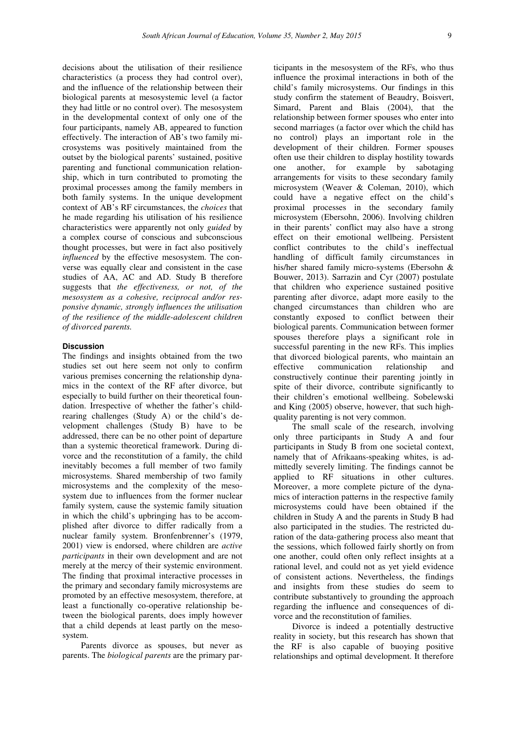decisions about the utilisation of their resilience characteristics (a process they had control over), and the influence of the relationship between their biological parents at mesosystemic level (a factor they had little or no control over). The mesosystem in the developmental context of only one of the four participants, namely AB, appeared to function effectively. The interaction of AB's two family microsystems was positively maintained from the outset by the biological parents' sustained, positive parenting and functional communication relationship, which in turn contributed to promoting the proximal processes among the family members in both family systems. In the unique development context of AB's RF circumstances, the *choices* that he made regarding his utilisation of his resilience characteristics were apparently not only *guided* by a complex course of conscious and subconscious thought processes, but were in fact also positively *influenced* by the effective mesosystem. The converse was equally clear and consistent in the case studies of AA, AC and AD. Study B therefore suggests that *the effectiveness, or not, of the mesosystem as a cohesive, reciprocal and/or responsive dynamic, strongly influences the utilisation of the resilience of the middle-adolescent children of divorced parents.*

### Discussion

The findings and insights obtained from the two studies set out here seem not only to confirm various premises concerning the relationship dynamics in the context of the RF after divorce, but especially to build further on their theoretical foundation. Irrespective of whether the father's child-rearing challenges (Study A) or the child's development challenges (Study B) have to be addressed, there can be no other point of departure than a systemic theoretical framework. During divorce and the reconstitution of a family, the child inevitably becomes a full member of two family microsystems. Shared membership of two family microsystems and the complexity of the mesosystem due to influences from the former nuclear family system, cause the systemic family situation in which the child's upbringing has to be accomplished after divorce to differ radically from a nuclear family system. Bronfenbrenner's (1979, 2001) view is endorsed, where children are *active participants* in their own development and are not merely at the mercy of their systemic environment. The finding that proximal interactive processes in the primary and secondary family microsystems are promoted by an effective mesosystem, therefore, at least a functionally co-operative relationship between the biological parents, does imply however that a child depends at least partly on the mesosystem.

Parents divorce as spouses, but never as parents. The *biological parents* are the primary participants in the mesosystem of the RFs, who thus influence the proximal interactions in both of the child's family microsystems. Our findings in this study confirm the statement of Beaudry, Boisvert, Simard, Parent and Blais (2004), that the relationship between former spouses who enter into second marriages (a factor over which the child has no control) plays an important role in the development of their children. Former spouses often use their children to display hostility towards one another, for example by sabotaging arrangements for visits to these secondary family microsystem (Weaver & Coleman, 2010), which could have a negative effect on the child's proximal processes in the secondary family microsystem (Ebersohn, 2006). Involving children in their parents' conflict may also have a strong effect on their emotional wellbeing. Persistent conflict contributes to the child's ineffectual handling of difficult family circumstances in his/her shared family micro-systems (Ebersohn & Bouwer, 2013). Sarrazin and Cyr (2007) postulate that children who experience sustained positive parenting after divorce, adapt more easily to the changed circumstances than children who are constantly exposed to conflict between their biological parents. Communication between former spouses therefore plays a significant role in successful parenting in the new RFs. This implies that divorced biological parents, who maintain an effective communication relationship and constructively continue their parenting jointly in spite of their divorce, contribute significantly to their children's emotional wellbeing. Sobelewski and King (2005) observe, however, that such high-quality parenting is not very common.

The small scale of the research, involving only three participants in Study A and four participants in Study B from one societal context, namely that of Afrikaans-speaking whites, is admittedly severely limiting. The findings cannot be applied to RF situations in other cultures. Moreover, a more complete picture of the dynamics of interaction patterns in the respective family microsystems could have been obtained if the children in Study A and the parents in Study B had also participated in the studies. The restricted duration of the data-gathering process also meant that the sessions, which followed fairly shortly on from one another, could often only reflect insights at a rational level, and could not as yet yield evidence of consistent actions. Nevertheless, the findings and insights from these studies do seem to contribute substantively to grounding the approach regarding the influence and consequences of divorce and the reconstitution of families.

Divorce is indeed a potentially destructive reality in society, but this research has shown that the RF is also capable of buoying positive relationships and optimal development. It therefore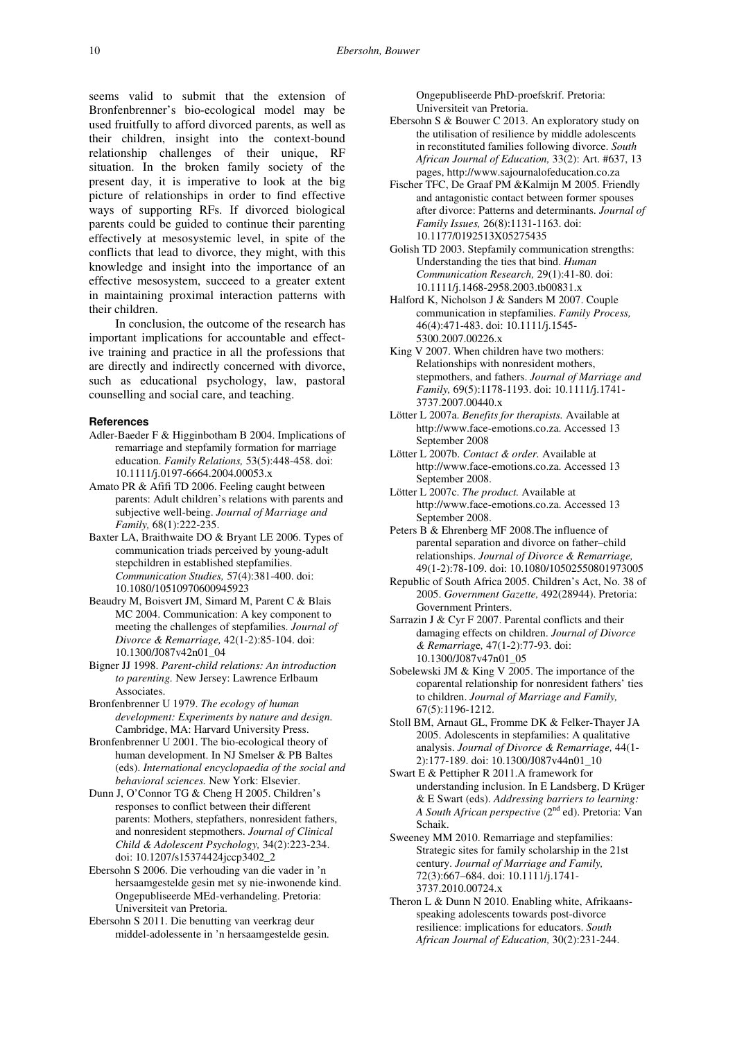seems valid to submit that the extension of Bronfenbrenner's bio-ecological model may be used fruitfully to afford divorced parents, as well as their children, insight into the context-bound relationship challenges of their unique, RF situation. In the broken family society of the present day, it is imperative to look at the big picture of relationships in order to find effective ways of supporting RFs. If divorced biological parents could be guided to continue their parenting effectively at mesosystemic level, in spite of the conflicts that lead to divorce, they might, with this knowledge and insight into the importance of an effective mesosystem, succeed to a greater extent in maintaining proximal interaction patterns with their children.

In conclusion, the outcome of the research has important implications for accountable and effective training and practice in all the professions that are directly and indirectly concerned with divorce, such as educational psychology, law, pastoral counselling and social care, and teaching.

### References

Adler-Baeder F & Higginbotham B 2004. Implications of remarriage and stepfamily formation for marriage education. *Family Relations,* 53(5):448-458. doi: 10.1111/j.0197-6664.2004.00053.x

Amato PR & Afifi TD 2006. Feeling caught between parents: Adult children's relations with parents and subjective well-being. *Journal of Marriage and Family,* 68(1):222-235.

Baxter LA, Braithwaite DO & Bryant LE 2006. Types of communication triads perceived by young-adult stepchildren in established stepfamilies. *Communication Studies,* 57(4):381-400. doi: 10.1080/10510970600945923

Beaudry M, Boisvert JM, Simard M, Parent C & Blais MC 2004. Communication: A key component to meeting the challenges of stepfamilies. *Journal of Divorce & Remarriage,* 42(1-2):85-104. doi: 10.1300/J087v42n01_04

Bigner JJ 1998. *Parent-child relations: An introduction to parenting.* New Jersey: Lawrence Erlbaum Associates.

Bronfenbrenner U 1979. *The ecology of human development: Experiments by nature and design.* Cambridge, MA: Harvard University Press.

Bronfenbrenner U 2001. The bio-ecological theory of human development. In NJ Smelser & PB Baltes (eds). *International encyclopaedia of the social and behavioral sciences.* New York: Elsevier.

Dunn J, O'Connor TG & Cheng H 2005. Children's responses to conflict between their different parents: Mothers, stepfathers, nonresident fathers, and nonresident stepmothers. *Journal of Clinical Child & Adolescent Psychology,* 34(2):223-234. doi: 10.1207/s15374424jccp3402_2

Ebersohn S 2006. Die verhouding van die vader in 'n hersaamgestelde gesin met sy nie-inwonende kind. Ongepubliseerde MEd-verhandeling. Pretoria: Universiteit van Pretoria.

Ebersohn S 2011. Die benutting van veerkrag deur middel-adolessente in 'n hersaamgestelde gesin. Ongepubliseerde PhD-proefskrif. Pretoria: Universiteit van Pretoria.

Ebersohn S & Bouwer C 2013. An exploratory study on the utilisation of resilience by middle adolescents in reconstituted families following divorce. *South African Journal of Education,* 33(2): Art. #637, 13 pages, http://www.sajournalofeducation.co.za

Fischer TFC, De Graaf PM &Kalmijn M 2005. Friendly and antagonistic contact between former spouses after divorce: Patterns and determinants. *Journal of Family Issues,* 26(8):1131-1163. doi: 10.1177/0192513X05275435

Golish TD 2003. Stepfamily communication strengths: Understanding the ties that bind. *Human Communication Research,* 29(1):41-80. doi: 10.1111/j.1468-2958.2003.tb00831.x

Halford K, Nicholson J & Sanders M 2007. Couple communication in stepfamilies. *Family Process,* 46(4):471-483. doi: 10.1111/j.1545-5300.2007.00226.x

King V 2007. When children have two mothers: Relationships with nonresident mothers, stepmothers, and fathers. *Journal of Marriage and Family,* 69(5):1178-1193. doi: 10.1111/j.1741-3737.2007.00440.x

Lötter L 2007a. *Benefits for therapists.* Available at http://www.face-emotions.co.za. Accessed 13 September 2008

Lötter L 2007b. *Contact & order.* Available at http://www.face-emotions.co.za. Accessed 13 September 2008.

Lötter L 2007c. *The product.* Available at http://www.face-emotions.co.za. Accessed 13 September 2008.

Peters B & Ehrenberg MF 2008.The influence of parental separation and divorce on father–child relationships. *Journal of Divorce & Remarriage,* 49(1-2):78-109. doi: 10.1080/10502550801973005

Republic of South Africa 2005. Children's Act, No. 38 of 2005. *Government Gazette,* 492(28944). Pretoria: Government Printers.

Sarrazin J & Cyr F 2007. Parental conflicts and their damaging effects on children. *Journal of Divorce & Remarriage,* 47(1-2):77-93. doi: 10.1300/J087v47n01_05

Sobelewski JM & King V 2005. The importance of the coparental relationship for nonresident fathers' ties to children. *Journal of Marriage and Family,* 67(5):1196-1212.

Stoll BM, Arnaut GL, Fromme DK & Felker-Thayer JA 2005. Adolescents in stepfamilies: A qualitative analysis. *Journal of Divorce & Remarriage,* 44(1-2):177-189. doi: 10.1300/J087v44n01_10

Swart E & Pettipher R 2011.A framework for understanding inclusion. In E Landsberg, D Krüger & E Swart (eds). *Addressing barriers to learning: A South African perspective* (2nd ed). Pretoria: Van Schaik.

Sweeney MM 2010. Remarriage and stepfamilies: Strategic sites for family scholarship in the 21st century. *Journal of Marriage and Family,* 72(3):667–684. doi: 10.1111/j.1741-3737.2010.00724.x

Theron L & Dunn N 2010. Enabling white, Afrikaans-speaking adolescents towards post-divorce resilience: implications for educators. *South African Journal of Education,* 30(2):231-244.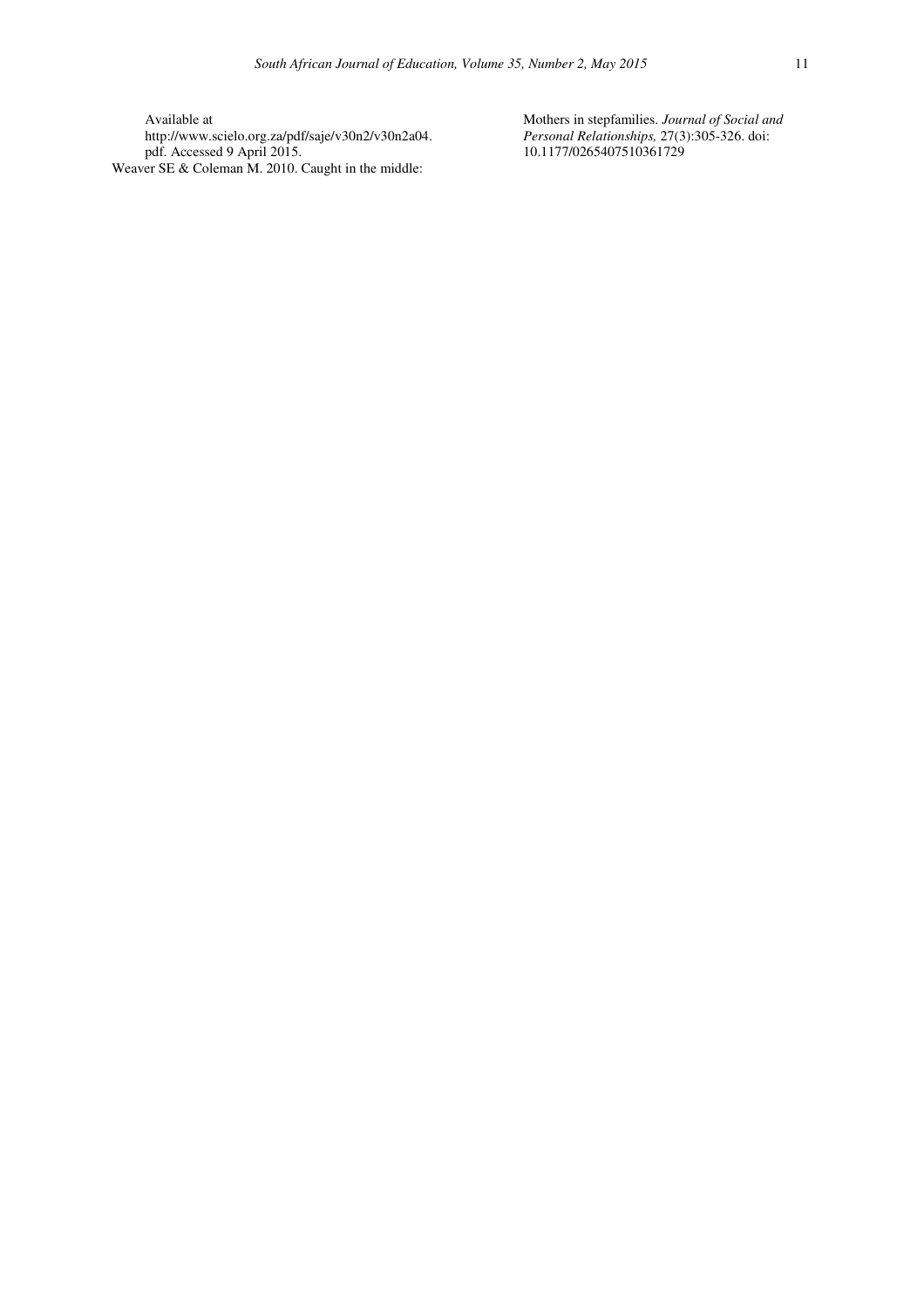Available at http://www.scielo.org.za/pdf/saje/v30n2/v30n2a04.pdf. Accessed 9 April 2015.

Weaver SE & Coleman M. 2010. Caught in the middle: Mothers in stepfamilies. *Journal of Social and Personal Relationships,* 27(3):305-326. doi: 10.1177/0265407510361729